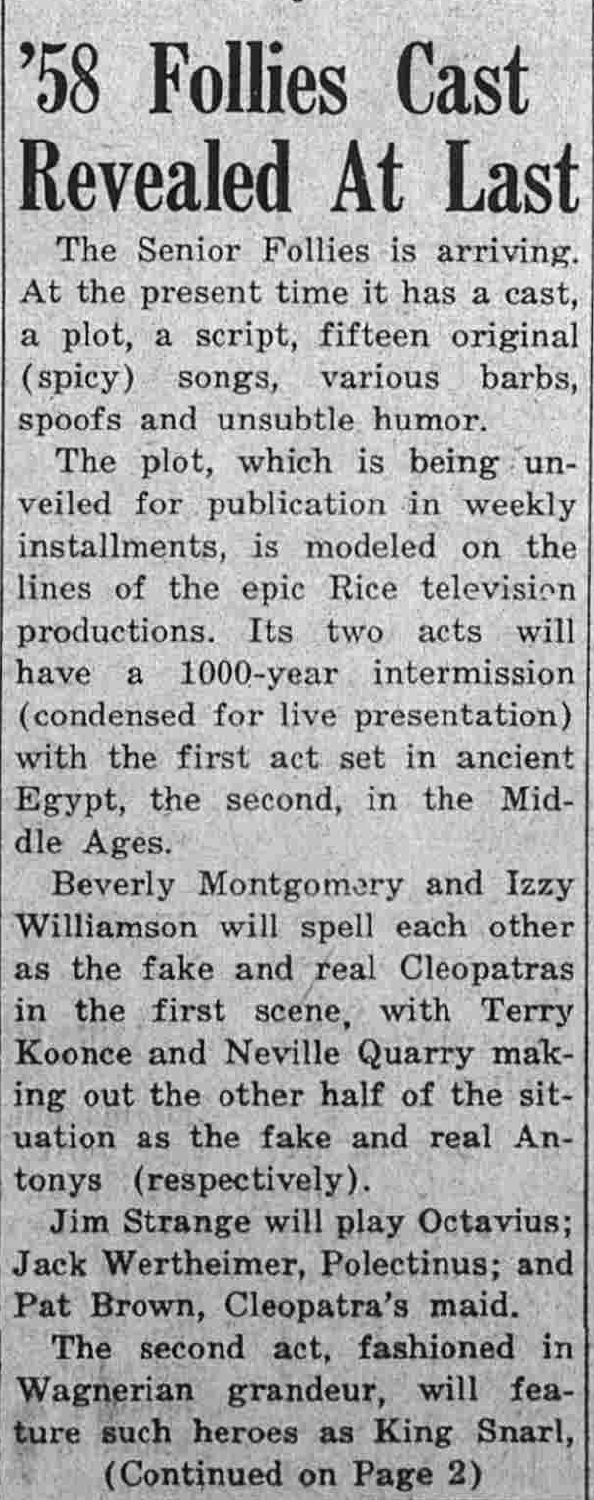# '58 Follies Cast Revealed At Last

The Senior Follies is arriving. At the present time it has a cast, a plot, a script, fifteen original (spicy) songs, various barbs, spoofs and unsubtle humor.

The plot, which is being unveiled for publication in weekly installments, is modeled on the lines of the epic Rice television productions. Its two acts will have a 1000-year intermission (condensed for live presentation) with the first act set in ancient Egypt, the second, in the Middle Ages.

Beverly Montgomery and Izzy Williamson will spell each other as the fake and real Cleopatras in the first scene, with Terry Koonce and Neville Quarry making out the other half of the situation as the fake and real Antonys (respectively).

**Jim Strange will play Octavius; Jack Wertheimer, Polectinus; and Pat Brown, Cleopatra's maid.**

The second act, fashioned in Wagnerian grandeur, will feature such heroes as King Snarl,

(Continued on Page 2)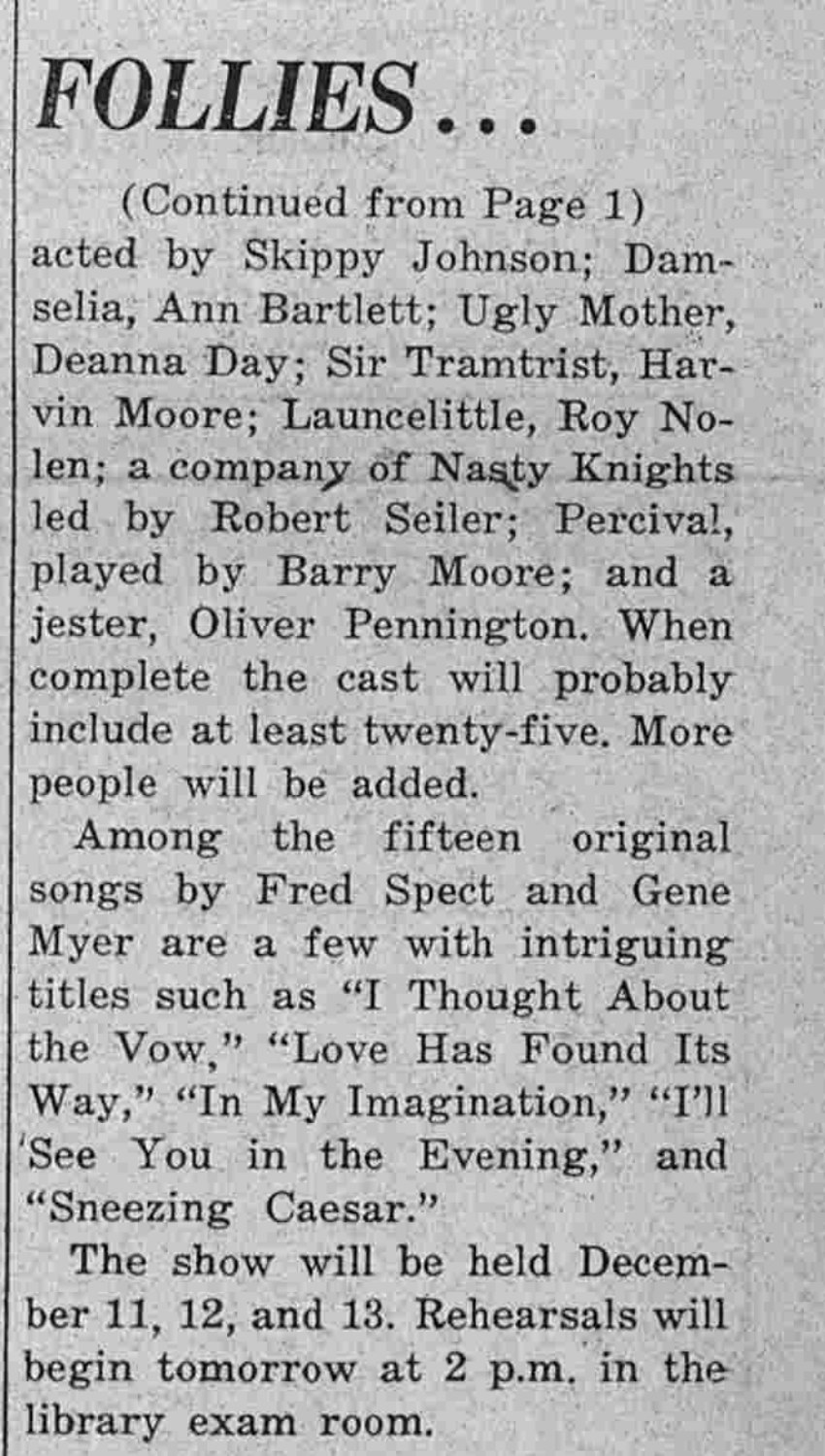# FOLLIES . . .

(Continued from Page 1)

acted by Skippy Johnson; Damselia, Ann Bartlett; Ugly Mother, Deanna Day; Sir Tramtrist, Harvin Moore; Launcelittle, Roy Nolen; a company of Nasty Knights led by Robert Seiler; Percival, played by Barry Moore; and a jester, Oliver Pennington. When complete the cast will probably include at least twenty-five. More people will be added.

Among the fifteen original songs by Fred Spect and Gene Myer are a few with intriguing titles such as "I Thought About the Vow," "Love Has Found Its Way," "In My Imagination," "I'll See You in the Evening," and "Sneezing Caesar."

The show will be held December 11, 12, and 13. Rehearsals will begin tomorrow at 2 p.m. in the library exam room.